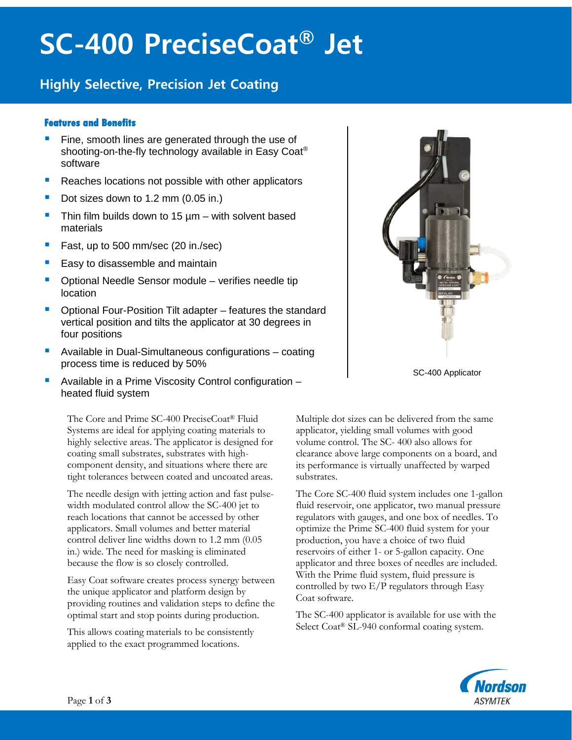# SC-400 PreciseCoat® Jet

## Highly Selective, Precision Jet Coating

### Features and Benefits

- Fine, smooth lines are generated through the use of shooting-on-the-fly technology available in Easy Coat® software
- Reaches locations not possible with other applicators
- Dot sizes down to 1.2 mm (0.05 in.)
- Thin film builds down to 15 µm – with solvent based materials
- Fast, up to 500 mm/sec (20 in./sec)
- Easy to disassemble and maintain
- Optional Needle Sensor module – verifies needle tip location
- Optional Four-Position Tilt adapter – features the standard vertical position and tilts the applicator at 30 degrees in four positions
- Available in Dual-Simultaneous configurations – coating process time is reduced by 50%
- Available in a Prime Viscosity Control configuration – heated fluid system

SC-400 Applicator

The Core and Prime SC-400 PreciseCoat® Fluid Systems are ideal for applying coating materials to highly selective areas. The applicator is designed for coating small substrates, substrates with high-component density, and situations where there are tight tolerances between coated and uncoated areas.

The needle design with jetting action and fast pulse-width modulated control allow the SC-400 jet to reach locations that cannot be accessed by other applicators. Small volumes and better material control deliver line widths down to 1.2 mm (0.05 in.) wide. The need for masking is eliminated because the flow is so closely controlled.

Easy Coat software creates process synergy between the unique applicator and platform design by providing routines and validation steps to define the optimal start and stop points during production.

This allows coating materials to be consistently applied to the exact programmed locations.

Multiple dot sizes can be delivered from the same applicator, yielding small volumes with good volume control. The SC- 400 also allows for clearance above large components on a board, and its performance is virtually unaffected by warped substrates.

The Core SC-400 fluid system includes one 1-gallon fluid reservoir, one applicator, two manual pressure regulators with gauges, and one box of needles. To optimize the Prime SC-400 fluid system for your production, you have a choice of two fluid reservoirs of either 1- or 5-gallon capacity. One applicator and three boxes of needles are included. With the Prime fluid system, fluid pressure is controlled by two E/P regulators through Easy Coat software.

The SC-400 applicator is available for use with the Select Coat® SL-940 conformal coating system.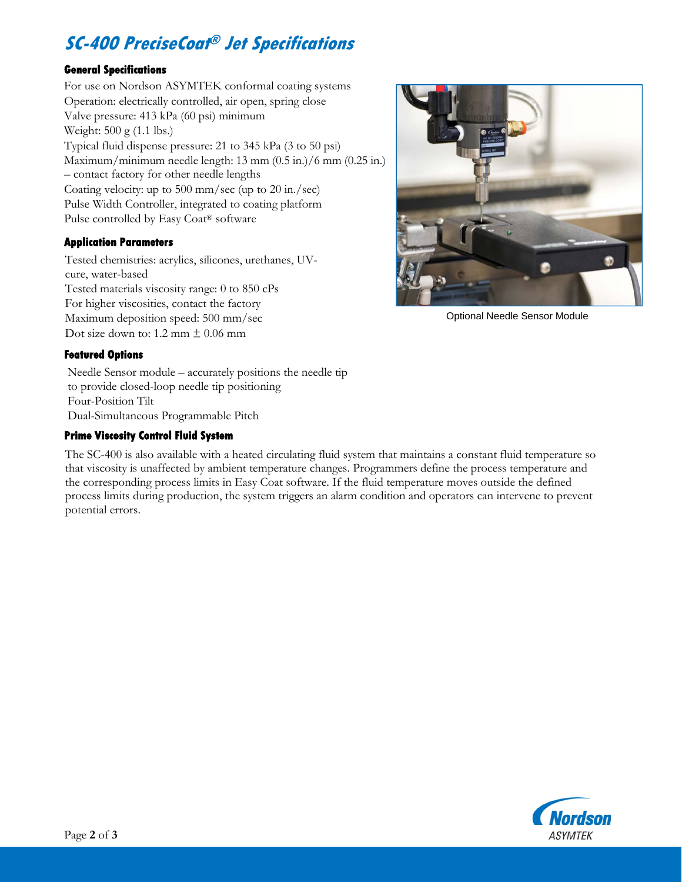# *SC-400 PreciseCoat® Jet Specifications*

### General Specifications

For use on Nordson ASYMTEK conformal coating systems
Operation: electrically controlled, air open, spring close
Valve pressure: 413 kPa (60 psi) minimum
Weight: 500 g (1.1 lbs.)
Typical fluid dispense pressure: 21 to 345 kPa (3 to 50 psi)
Maximum/minimum needle length: 13 mm (0.5 in.)/6 mm (0.25 in.) – contact factory for other needle lengths
Coating velocity: up to 500 mm/sec (up to 20 in./sec)
Pulse Width Controller, integrated to coating platform
Pulse controlled by Easy Coat® software

### Application Parameters

Tested chemistries: acrylics, silicones, urethanes, UV-cure, water-based
Tested materials viscosity range: 0 to 850 cPs
For higher viscosities, contact the factory
Maximum deposition speed: 500 mm/sec
Dot size down to: 1.2 mm $\pm$ 0.06 mm

Optional Needle Sensor Module

### Featured Options

Needle Sensor module – accurately positions the needle tip to provide closed-loop needle tip positioning
Four-Position Tilt
Dual-Simultaneous Programmable Pitch

### Prime Viscosity Control Fluid System

The SC-400 is also available with a heated circulating fluid system that maintains a constant fluid temperature so that viscosity is unaffected by ambient temperature changes. Programmers define the process temperature and the corresponding process limits in Easy Coat software. If the fluid temperature moves outside the defined process limits during production, the system triggers an alarm condition and operators can intervene to prevent potential errors.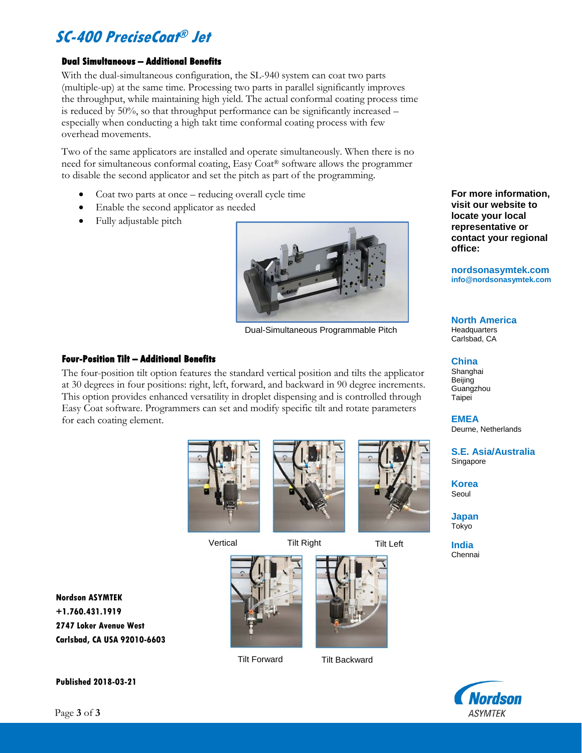# SC-400 PreciseCoat® Jet

### Dual Simultaneous – Additional Benefits

With the dual-simultaneous configuration, the SL-940 system can coat two parts (multiple-up) at the same time. Processing two parts in parallel significantly improves the throughput, while maintaining high yield. The actual conformal coating process time is reduced by 50%, so that throughput performance can be significantly increased – especially when conducting a high takt time conformal coating process with few overhead movements.

Two of the same applicators are installed and operate simultaneously. When there is no need for simultaneous conformal coating, Easy Coat® software allows the programmer to disable the second applicator and set the pitch as part of the programming.

- Coat two parts at once – reducing overall cycle time
- Enable the second applicator as needed
- Fully adjustable pitch

Dual-Simultaneous Programmable Pitch

### Four-Position Tilt – Additional Benefits

The four-position tilt option features the standard vertical position and tilts the applicator at 30 degrees in four positions: right, left, forward, and backward in 90 degree increments. This option provides enhanced versatility in droplet dispensing and is controlled through Easy Coat software. Programmers can set and modify specific tilt and rotate parameters for each coating element.

Vertical

Tilt Right

Tilt Left

Tilt Forward

Tilt Backward

**For more information, visit our website to locate your local representative or contact your regional office:**

**nordsonasymtek.com**
**info@nordsonasymtek.com**

**North America**
Headquarters
Carlsbad, CA

**China**
Shanghai
Beijing
Guangzhou
Taipei

**EMEA**
Deurne, Netherlands

**S.E. Asia/Australia**
Singapore

**Korea**
Seoul

**Japan**
Tokyo

**India**
Chennai

**Nordson ASYMTEK**
**+1.760.431.1919**
**2747 Loker Avenue West**
**Carlsbad, CA USA 92010-6603**

**Published 2018-03-21**

Nordson ASYMTEK